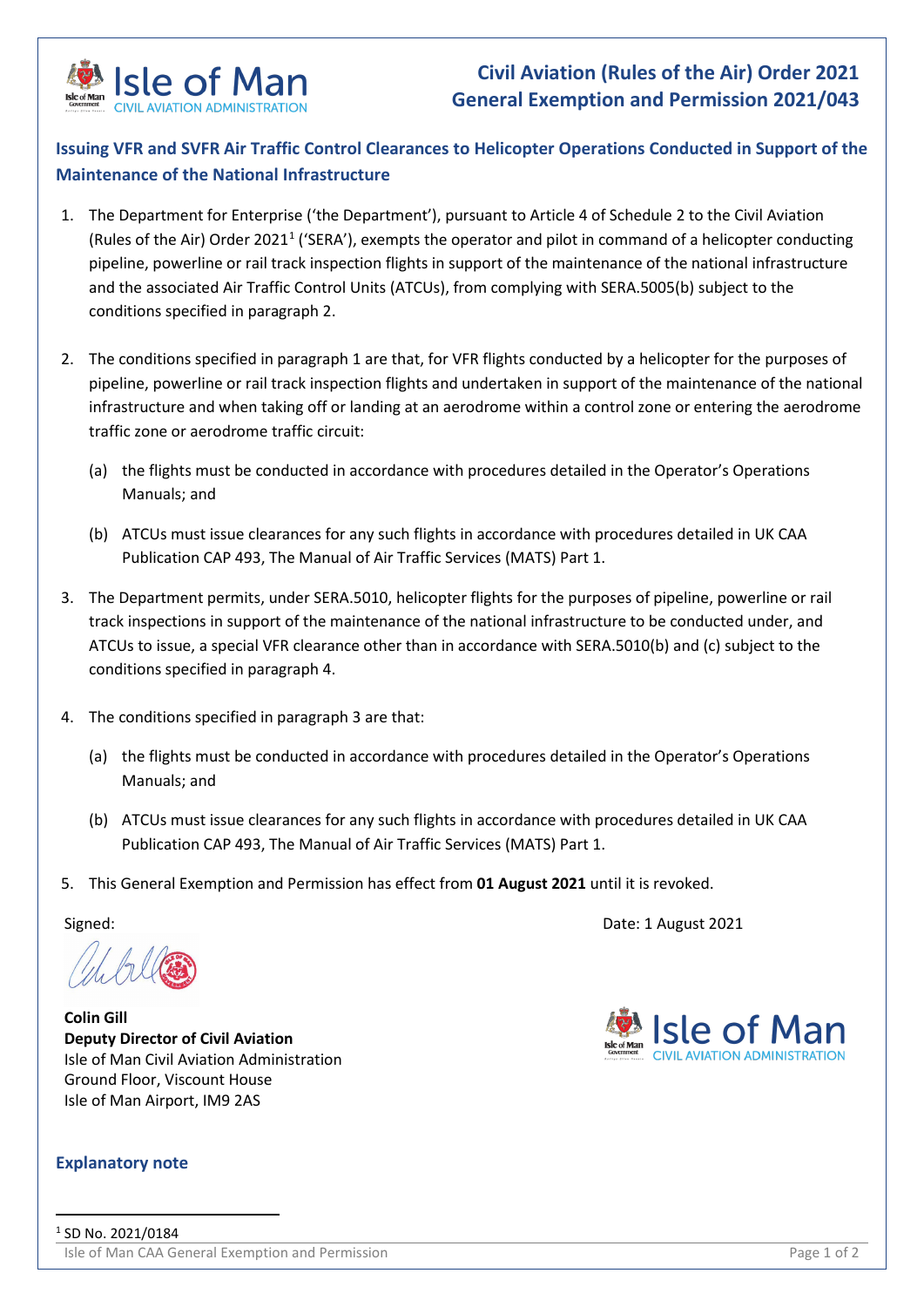# Civil Aviation (Rules of the Air) Order 2021
# General Exemption and Permission 2021/043

## Issuing VFR and SVFR Air Traffic Control Clearances to Helicopter Operations Conducted in Support of the Maintenance of the National Infrastructure

1. The Department for Enterprise ('the Department'), pursuant to Article 4 of Schedule 2 to the Civil Aviation (Rules of the Air) Order 2021[1] ('SERA'), exempts the operator and pilot in command of a helicopter conducting pipeline, powerline or rail track inspection flights in support of the maintenance of the national infrastructure and the associated Air Traffic Control Units (ATCUs), from complying with SERA.5005(b) subject to the conditions specified in paragraph 2.

2. The conditions specified in paragraph 1 are that, for VFR flights conducted by a helicopter for the purposes of pipeline, powerline or rail track inspection flights and undertaken in support of the maintenance of the national infrastructure and when taking off or landing at an aerodrome within a control zone or entering the aerodrome traffic zone or aerodrome traffic circuit:

   (a) the flights must be conducted in accordance with procedures detailed in the Operator's Operations Manuals; and

   (b) ATCUs must issue clearances for any such flights in accordance with procedures detailed in UK CAA Publication CAP 493, The Manual of Air Traffic Services (MATS) Part 1.

3. The Department permits, under SERA.5010, helicopter flights for the purposes of pipeline, powerline or rail track inspections in support of the maintenance of the national infrastructure to be conducted under, and ATCUs to issue, a special VFR clearance other than in accordance with SERA.5010(b) and (c) subject to the conditions specified in paragraph 4.

4. The conditions specified in paragraph 3 are that:

   (a) the flights must be conducted in accordance with procedures detailed in the Operator's Operations Manuals; and

   (b) ATCUs must issue clearances for any such flights in accordance with procedures detailed in UK CAA Publication CAP 493, The Manual of Air Traffic Services (MATS) Part 1.

5. This General Exemption and Permission has effect from **01 August 2021** until it is revoked.

Signed:

Date: 1 August 2021

**Colin Gill**
**Deputy Director of Civil Aviation**
Isle of Man Civil Aviation Administration
Ground Floor, Viscount House
Isle of Man Airport, IM9 2AS

## Explanatory note

[1] SD No. 2021/0184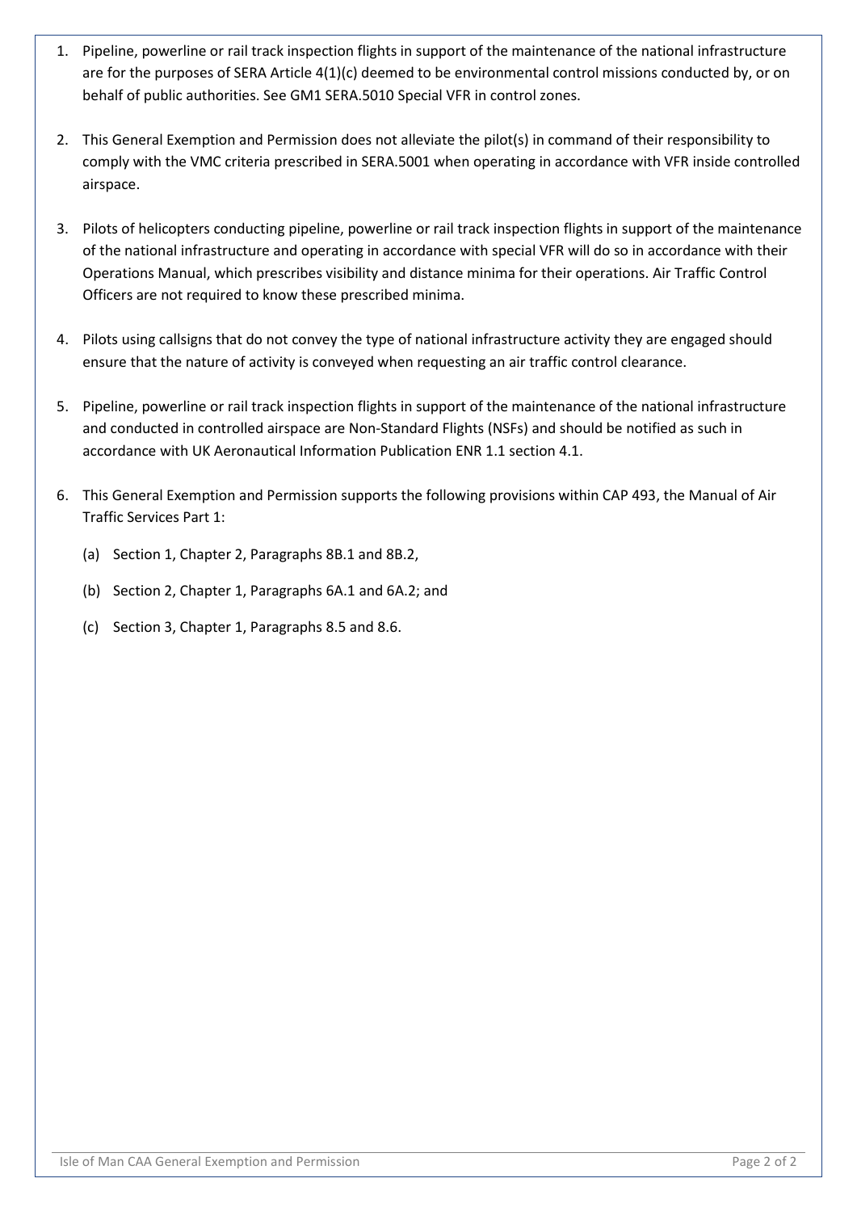1. Pipeline, powerline or rail track inspection flights in support of the maintenance of the national infrastructure are for the purposes of SERA Article 4(1)(c) deemed to be environmental control missions conducted by, or on behalf of public authorities. See GM1 SERA.5010 Special VFR in control zones.

2. This General Exemption and Permission does not alleviate the pilot(s) in command of their responsibility to comply with the VMC criteria prescribed in SERA.5001 when operating in accordance with VFR inside controlled airspace.

3. Pilots of helicopters conducting pipeline, powerline or rail track inspection flights in support of the maintenance of the national infrastructure and operating in accordance with special VFR will do so in accordance with their Operations Manual, which prescribes visibility and distance minima for their operations. Air Traffic Control Officers are not required to know these prescribed minima.

4. Pilots using callsigns that do not convey the type of national infrastructure activity they are engaged should ensure that the nature of activity is conveyed when requesting an air traffic control clearance.

5. Pipeline, powerline or rail track inspection flights in support of the maintenance of the national infrastructure and conducted in controlled airspace are Non-Standard Flights (NSFs) and should be notified as such in accordance with UK Aeronautical Information Publication ENR 1.1 section 4.1.

6. This General Exemption and Permission supports the following provisions within CAP 493, the Manual of Air Traffic Services Part 1:

   (a) Section 1, Chapter 2, Paragraphs 8B.1 and 8B.2,

   (b) Section 2, Chapter 1, Paragraphs 6A.1 and 6A.2; and

   (c) Section 3, Chapter 1, Paragraphs 8.5 and 8.6.